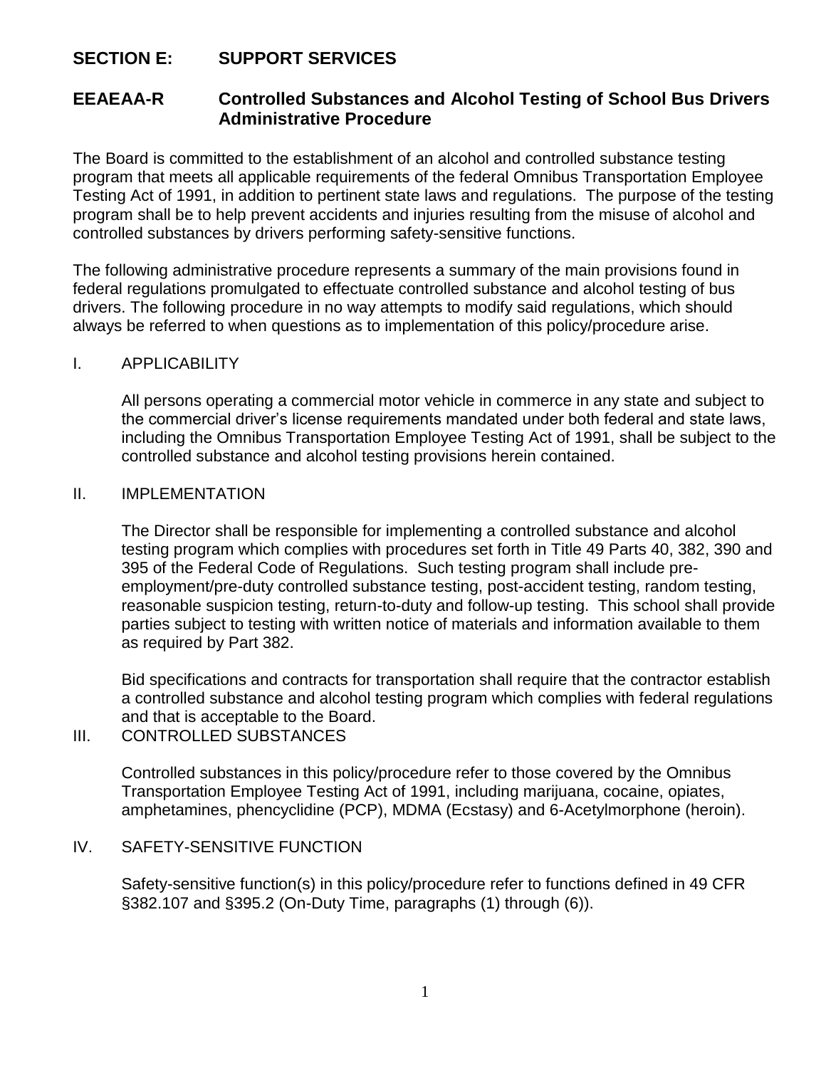# SECTION E: SUPPORT SERVICES

## EEAEAA-R Controlled Substances and Alcohol Testing of School Bus Drivers Administrative Procedure

The Board is committed to the establishment of an alcohol and controlled substance testing program that meets all applicable requirements of the federal Omnibus Transportation Employee Testing Act of 1991, in addition to pertinent state laws and regulations. The purpose of the testing program shall be to help prevent accidents and injuries resulting from the misuse of alcohol and controlled substances by drivers performing safety-sensitive functions.

The following administrative procedure represents a summary of the main provisions found in federal regulations promulgated to effectuate controlled substance and alcohol testing of bus drivers. The following procedure in no way attempts to modify said regulations, which should always be referred to when questions as to implementation of this policy/procedure arise.

### I. APPLICABILITY

All persons operating a commercial motor vehicle in commerce in any state and subject to the commercial driver's license requirements mandated under both federal and state laws, including the Omnibus Transportation Employee Testing Act of 1991, shall be subject to the controlled substance and alcohol testing provisions herein contained.

### II. IMPLEMENTATION

The Director shall be responsible for implementing a controlled substance and alcohol testing program which complies with procedures set forth in Title 49 Parts 40, 382, 390 and 395 of the Federal Code of Regulations. Such testing program shall include pre-employment/pre-duty controlled substance testing, post-accident testing, random testing, reasonable suspicion testing, return-to-duty and follow-up testing. This school shall provide parties subject to testing with written notice of materials and information available to them as required by Part 382.

Bid specifications and contracts for transportation shall require that the contractor establish a controlled substance and alcohol testing program which complies with federal regulations and that is acceptable to the Board.

### III. CONTROLLED SUBSTANCES

Controlled substances in this policy/procedure refer to those covered by the Omnibus Transportation Employee Testing Act of 1991, including marijuana, cocaine, opiates, amphetamines, phencyclidine (PCP), MDMA (Ecstasy) and 6-Acetylmorphone (heroin).

### IV. SAFETY-SENSITIVE FUNCTION

Safety-sensitive function(s) in this policy/procedure refer to functions defined in 49 CFR §382.107 and §395.2 (On-Duty Time, paragraphs (1) through (6)).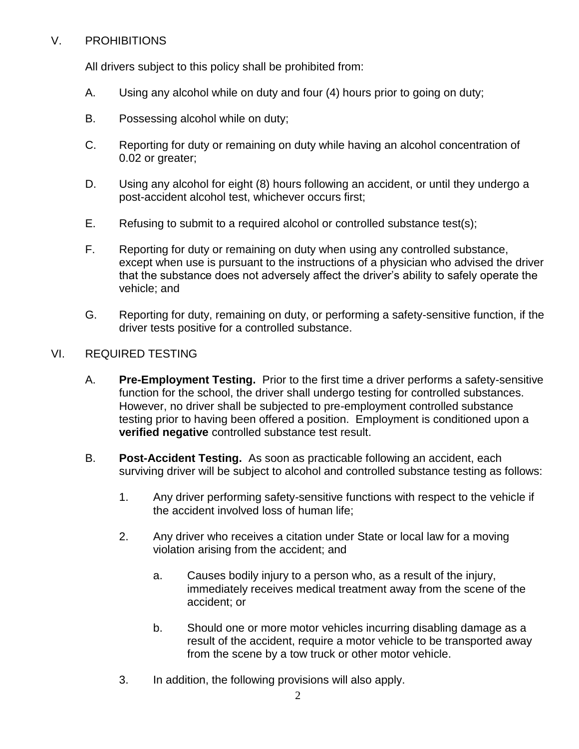## V. PROHIBITIONS

All drivers subject to this policy shall be prohibited from:

A. Using any alcohol while on duty and four (4) hours prior to going on duty;

B. Possessing alcohol while on duty;

C. Reporting for duty or remaining on duty while having an alcohol concentration of 0.02 or greater;

D. Using any alcohol for eight (8) hours following an accident, or until they undergo a post-accident alcohol test, whichever occurs first;

E. Refusing to submit to a required alcohol or controlled substance test(s);

F. Reporting for duty or remaining on duty when using any controlled substance, except when use is pursuant to the instructions of a physician who advised the driver that the substance does not adversely affect the driver's ability to safely operate the vehicle; and

G. Reporting for duty, remaining on duty, or performing a safety-sensitive function, if the driver tests positive for a controlled substance.

## VI. REQUIRED TESTING

A. **Pre-Employment Testing.** Prior to the first time a driver performs a safety-sensitive function for the school, the driver shall undergo testing for controlled substances. However, no driver shall be subjected to pre-employment controlled substance testing prior to having been offered a position. Employment is conditioned upon a **verified negative** controlled substance test result.

B. **Post-Accident Testing.** As soon as practicable following an accident, each surviving driver will be subject to alcohol and controlled substance testing as follows:

1. Any driver performing safety-sensitive functions with respect to the vehicle if the accident involved loss of human life;

2. Any driver who receives a citation under State or local law for a moving violation arising from the accident; and

   a. Causes bodily injury to a person who, as a result of the injury, immediately receives medical treatment away from the scene of the accident; or

   b. Should one or more motor vehicles incurring disabling damage as a result of the accident, require a motor vehicle to be transported away from the scene by a tow truck or other motor vehicle.

3. In addition, the following provisions will also apply.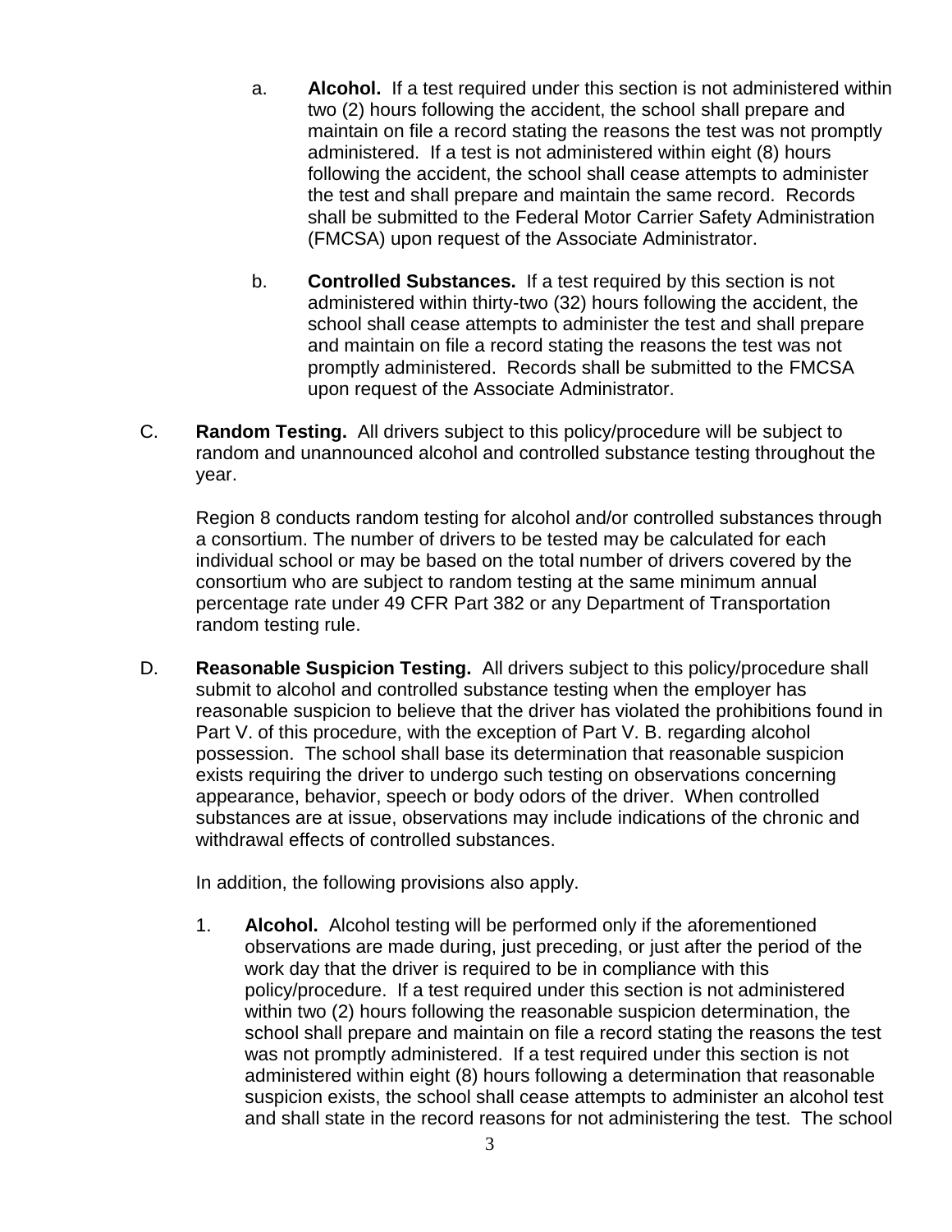a. **Alcohol.** If a test required under this section is not administered within two (2) hours following the accident, the school shall prepare and maintain on file a record stating the reasons the test was not promptly administered. If a test is not administered within eight (8) hours following the accident, the school shall cease attempts to administer the test and shall prepare and maintain the same record. Records shall be submitted to the Federal Motor Carrier Safety Administration (FMCSA) upon request of the Associate Administrator.

b. **Controlled Substances.** If a test required by this section is not administered within thirty-two (32) hours following the accident, the school shall cease attempts to administer the test and shall prepare and maintain on file a record stating the reasons the test was not promptly administered. Records shall be submitted to the FMCSA upon request of the Associate Administrator.

C. **Random Testing.** All drivers subject to this policy/procedure will be subject to random and unannounced alcohol and controlled substance testing throughout the year.

Region 8 conducts random testing for alcohol and/or controlled substances through a consortium. The number of drivers to be tested may be calculated for each individual school or may be based on the total number of drivers covered by the consortium who are subject to random testing at the same minimum annual percentage rate under 49 CFR Part 382 or any Department of Transportation random testing rule.

D. **Reasonable Suspicion Testing.** All drivers subject to this policy/procedure shall submit to alcohol and controlled substance testing when the employer has reasonable suspicion to believe that the driver has violated the prohibitions found in Part V. of this procedure, with the exception of Part V. B. regarding alcohol possession. The school shall base its determination that reasonable suspicion exists requiring the driver to undergo such testing on observations concerning appearance, behavior, speech or body odors of the driver. When controlled substances are at issue, observations may include indications of the chronic and withdrawal effects of controlled substances.

In addition, the following provisions also apply.

1. **Alcohol.** Alcohol testing will be performed only if the aforementioned observations are made during, just preceding, or just after the period of the work day that the driver is required to be in compliance with this policy/procedure. If a test required under this section is not administered within two (2) hours following the reasonable suspicion determination, the school shall prepare and maintain on file a record stating the reasons the test was not promptly administered. If a test required under this section is not administered within eight (8) hours following a determination that reasonable suspicion exists, the school shall cease attempts to administer an alcohol test and shall state in the record reasons for not administering the test. The school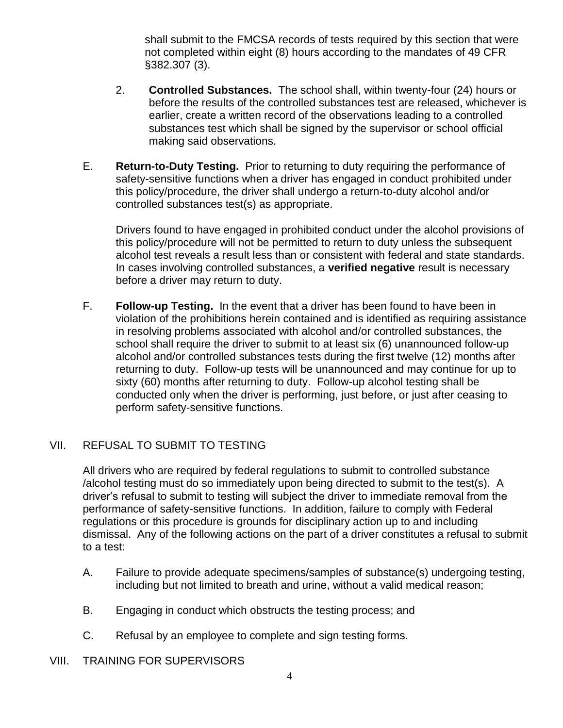shall submit to the FMCSA records of tests required by this section that were not completed within eight (8) hours according to the mandates of 49 CFR §382.307 (3).

2. **Controlled Substances.** The school shall, within twenty-four (24) hours or before the results of the controlled substances test are released, whichever is earlier, create a written record of the observations leading to a controlled substances test which shall be signed by the supervisor or school official making said observations.

E. **Return-to-Duty Testing.** Prior to returning to duty requiring the performance of safety-sensitive functions when a driver has engaged in conduct prohibited under this policy/procedure, the driver shall undergo a return-to-duty alcohol and/or controlled substances test(s) as appropriate.

Drivers found to have engaged in prohibited conduct under the alcohol provisions of this policy/procedure will not be permitted to return to duty unless the subsequent alcohol test reveals a result less than or consistent with federal and state standards. In cases involving controlled substances, a **verified negative** result is necessary before a driver may return to duty.

F. **Follow-up Testing.** In the event that a driver has been found to have been in violation of the prohibitions herein contained and is identified as requiring assistance in resolving problems associated with alcohol and/or controlled substances, the school shall require the driver to submit to at least six (6) unannounced follow-up alcohol and/or controlled substances tests during the first twelve (12) months after returning to duty. Follow-up tests will be unannounced and may continue for up to sixty (60) months after returning to duty. Follow-up alcohol testing shall be conducted only when the driver is performing, just before, or just after ceasing to perform safety-sensitive functions.

## VII. REFUSAL TO SUBMIT TO TESTING

All drivers who are required by federal regulations to submit to controlled substance /alcohol testing must do so immediately upon being directed to submit to the test(s). A driver's refusal to submit to testing will subject the driver to immediate removal from the performance of safety-sensitive functions. In addition, failure to comply with Federal regulations or this procedure is grounds for disciplinary action up to and including dismissal. Any of the following actions on the part of a driver constitutes a refusal to submit to a test:

A. Failure to provide adequate specimens/samples of substance(s) undergoing testing, including but not limited to breath and urine, without a valid medical reason;

B. Engaging in conduct which obstructs the testing process; and

C. Refusal by an employee to complete and sign testing forms.

## VIII. TRAINING FOR SUPERVISORS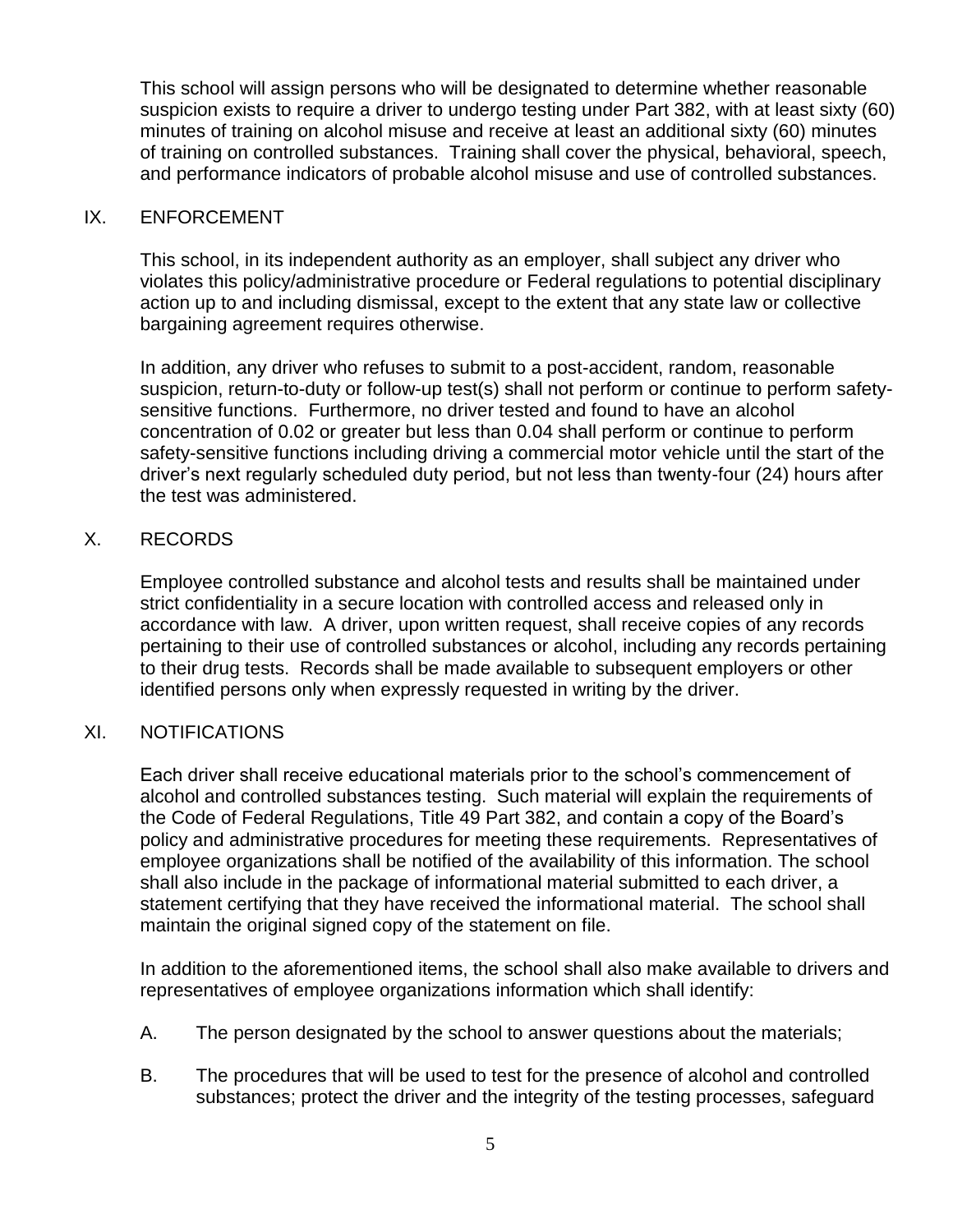This school will assign persons who will be designated to determine whether reasonable suspicion exists to require a driver to undergo testing under Part 382, with at least sixty (60) minutes of training on alcohol misuse and receive at least an additional sixty (60) minutes of training on controlled substances. Training shall cover the physical, behavioral, speech, and performance indicators of probable alcohol misuse and use of controlled substances.

## IX. ENFORCEMENT

This school, in its independent authority as an employer, shall subject any driver who violates this policy/administrative procedure or Federal regulations to potential disciplinary action up to and including dismissal, except to the extent that any state law or collective bargaining agreement requires otherwise.

In addition, any driver who refuses to submit to a post-accident, random, reasonable suspicion, return-to-duty or follow-up test(s) shall not perform or continue to perform safety-sensitive functions. Furthermore, no driver tested and found to have an alcohol concentration of 0.02 or greater but less than 0.04 shall perform or continue to perform safety-sensitive functions including driving a commercial motor vehicle until the start of the driver's next regularly scheduled duty period, but not less than twenty-four (24) hours after the test was administered.

## X. RECORDS

Employee controlled substance and alcohol tests and results shall be maintained under strict confidentiality in a secure location with controlled access and released only in accordance with law. A driver, upon written request, shall receive copies of any records pertaining to their use of controlled substances or alcohol, including any records pertaining to their drug tests. Records shall be made available to subsequent employers or other identified persons only when expressly requested in writing by the driver.

## XI. NOTIFICATIONS

Each driver shall receive educational materials prior to the school's commencement of alcohol and controlled substances testing. Such material will explain the requirements of the Code of Federal Regulations, Title 49 Part 382, and contain a copy of the Board's policy and administrative procedures for meeting these requirements. Representatives of employee organizations shall be notified of the availability of this information. The school shall also include in the package of informational material submitted to each driver, a statement certifying that they have received the informational material. The school shall maintain the original signed copy of the statement on file.

In addition to the aforementioned items, the school shall also make available to drivers and representatives of employee organizations information which shall identify:

A. The person designated by the school to answer questions about the materials;

B. The procedures that will be used to test for the presence of alcohol and controlled substances; protect the driver and the integrity of the testing processes, safeguard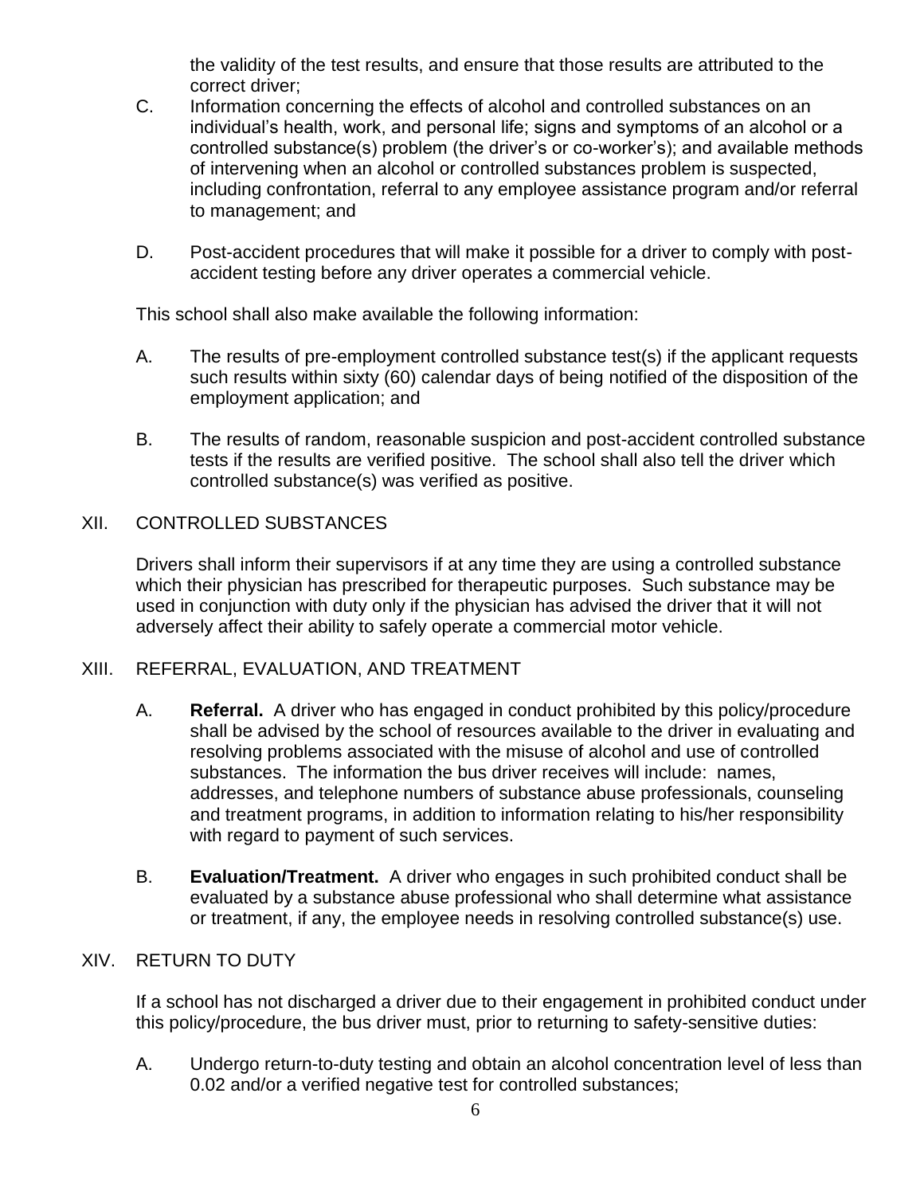the validity of the test results, and ensure that those results are attributed to the correct driver;

C. Information concerning the effects of alcohol and controlled substances on an individual's health, work, and personal life; signs and symptoms of an alcohol or a controlled substance(s) problem (the driver's or co-worker's); and available methods of intervening when an alcohol or controlled substances problem is suspected, including confrontation, referral to any employee assistance program and/or referral to management; and

D. Post-accident procedures that will make it possible for a driver to comply with post-accident testing before any driver operates a commercial vehicle.

This school shall also make available the following information:

A. The results of pre-employment controlled substance test(s) if the applicant requests such results within sixty (60) calendar days of being notified of the disposition of the employment application; and

B. The results of random, reasonable suspicion and post-accident controlled substance tests if the results are verified positive. The school shall also tell the driver which controlled substance(s) was verified as positive.

## XII. CONTROLLED SUBSTANCES

Drivers shall inform their supervisors if at any time they are using a controlled substance which their physician has prescribed for therapeutic purposes. Such substance may be used in conjunction with duty only if the physician has advised the driver that it will not adversely affect their ability to safely operate a commercial motor vehicle.

## XIII. REFERRAL, EVALUATION, AND TREATMENT

A. **Referral.** A driver who has engaged in conduct prohibited by this policy/procedure shall be advised by the school of resources available to the driver in evaluating and resolving problems associated with the misuse of alcohol and use of controlled substances. The information the bus driver receives will include: names, addresses, and telephone numbers of substance abuse professionals, counseling and treatment programs, in addition to information relating to his/her responsibility with regard to payment of such services.

B. **Evaluation/Treatment.** A driver who engages in such prohibited conduct shall be evaluated by a substance abuse professional who shall determine what assistance or treatment, if any, the employee needs in resolving controlled substance(s) use.

## XIV. RETURN TO DUTY

If a school has not discharged a driver due to their engagement in prohibited conduct under this policy/procedure, the bus driver must, prior to returning to safety-sensitive duties:

A. Undergo return-to-duty testing and obtain an alcohol concentration level of less than 0.02 and/or a verified negative test for controlled substances;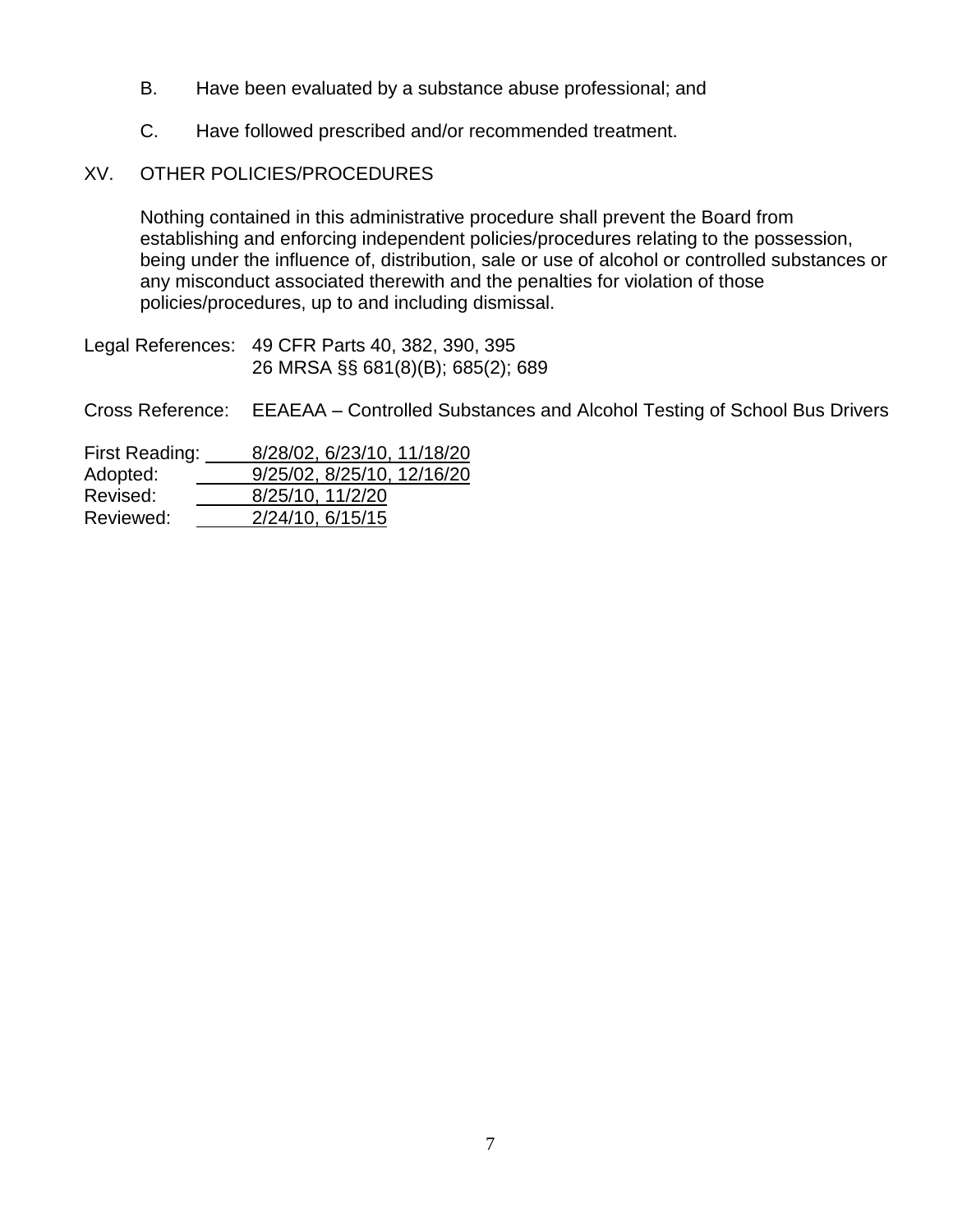B. Have been evaluated by a substance abuse professional; and

C. Have followed prescribed and/or recommended treatment.

## XV. OTHER POLICIES/PROCEDURES

Nothing contained in this administrative procedure shall prevent the Board from establishing and enforcing independent policies/procedures relating to the possession, being under the influence of, distribution, sale or use of alcohol or controlled substances or any misconduct associated therewith and the penalties for violation of those policies/procedures, up to and including dismissal.

Legal References: 49 CFR Parts 40, 382, 390, 395
26 MRSA §§ 681(8)(B); 685(2); 689

Cross Reference: EEAEAA – Controlled Substances and Alcohol Testing of School Bus Drivers

First Reading: 8/28/02, 6/23/10, 11/18/20
Adopted: 9/25/02, 8/25/10, 12/16/20
Revised: 8/25/10, 11/2/20
Reviewed: 2/24/10, 6/15/15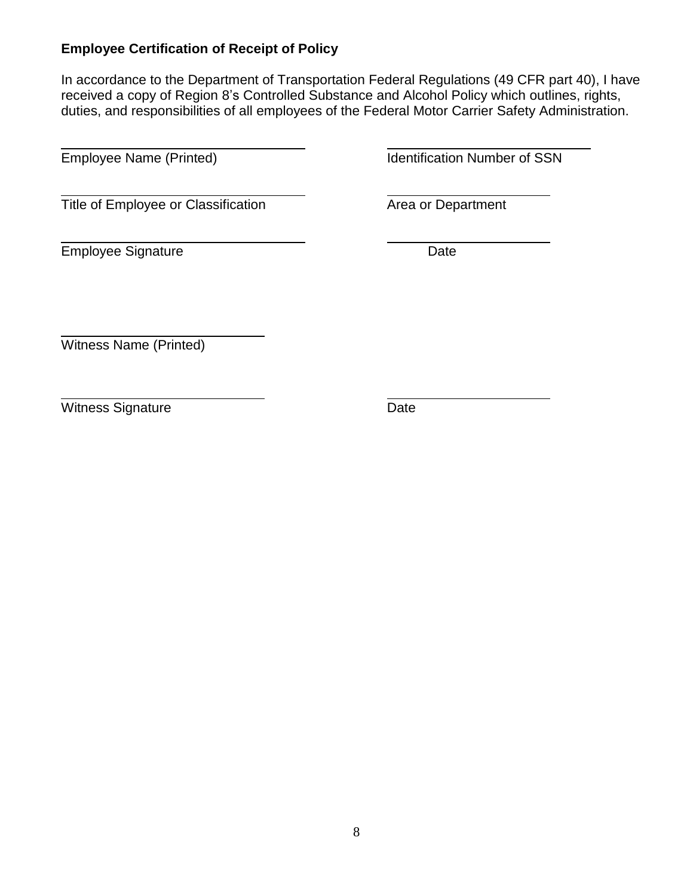**Employee Certification of Receipt of Policy**

In accordance to the Department of Transportation Federal Regulations (49 CFR part 40), I have received a copy of Region 8's Controlled Substance and Alcohol Policy which outlines, rights, duties, and responsibilities of all employees of the Federal Motor Carrier Safety Administration.

| | |
|---|---|
| \_\_\_\_\_\_\_\_\_\_\_\_\_\_\_\_\_\_\_\_\_\_\_\_\_\_\_\_\_\_ | \_\_\_\_\_\_\_\_\_\_\_\_\_\_\_\_\_\_\_\_\_\_\_\_\_\_\_\_\_\_ |
| Employee Name (Printed) | Identification Number of SSN |
| \_\_\_\_\_\_\_\_\_\_\_\_\_\_\_\_\_\_\_\_\_\_\_\_\_\_\_\_\_\_ | \_\_\_\_\_\_\_\_\_\_\_\_\_\_\_\_\_\_\_\_\_\_\_\_\_\_ |
| Title of Employee or Classification | Area or Department |
| \_\_\_\_\_\_\_\_\_\_\_\_\_\_\_\_\_\_\_\_\_\_\_\_\_\_\_\_\_\_ | \_\_\_\_\_\_\_\_\_\_\_\_\_\_\_\_\_\_\_\_\_\_\_\_\_\_ |
| Employee Signature | Date |

\_\_\_\_\_\_\_\_\_\_\_\_\_\_\_\_\_\_\_\_\_\_\_\_\_\_\_\_
Witness Name (Printed)

| | |
|---|---|
| \_\_\_\_\_\_\_\_\_\_\_\_\_\_\_\_\_\_\_\_\_\_\_\_\_\_\_\_ | \_\_\_\_\_\_\_\_\_\_\_\_\_\_\_\_\_\_\_\_\_\_\_\_\_\_ |
| Witness Signature | Date |